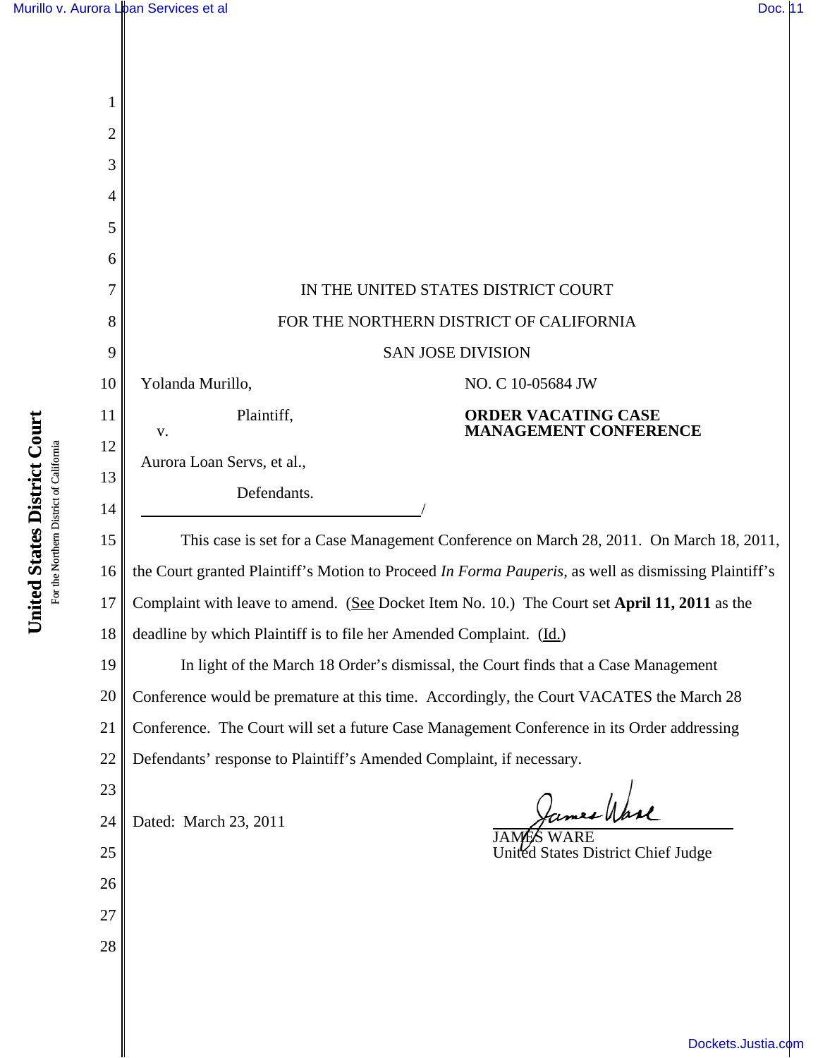IN THE UNITED STATES DISTRICT COURT

FOR THE NORTHERN DISTRICT OF CALIFORNIA

SAN JOSE DIVISION

Yolanda Murillo,

Plaintiff,

v.

Aurora Loan Servs, et al.,

Defendants.

/

NO. C 10-05684 JW

**ORDER VACATING CASE MANAGEMENT CONFERENCE**

This case is set for a Case Management Conference on March 28, 2011. On March 18, 2011, the Court granted Plaintiff's Motion to Proceed *In Forma Pauperis*, as well as dismissing Plaintiff's Complaint with leave to amend. (See Docket Item No. 10.) The Court set **April 11, 2011** as the deadline by which Plaintiff is to file her Amended Complaint. (Id.)

In light of the March 18 Order's dismissal, the Court finds that a Case Management Conference would be premature at this time. Accordingly, the Court VACATES the March 28 Conference. The Court will set a future Case Management Conference in its Order addressing Defendants' response to Plaintiff's Amended Complaint, if necessary.

Dated: March 23, 2011

JAMES WARE
United States District Chief Judge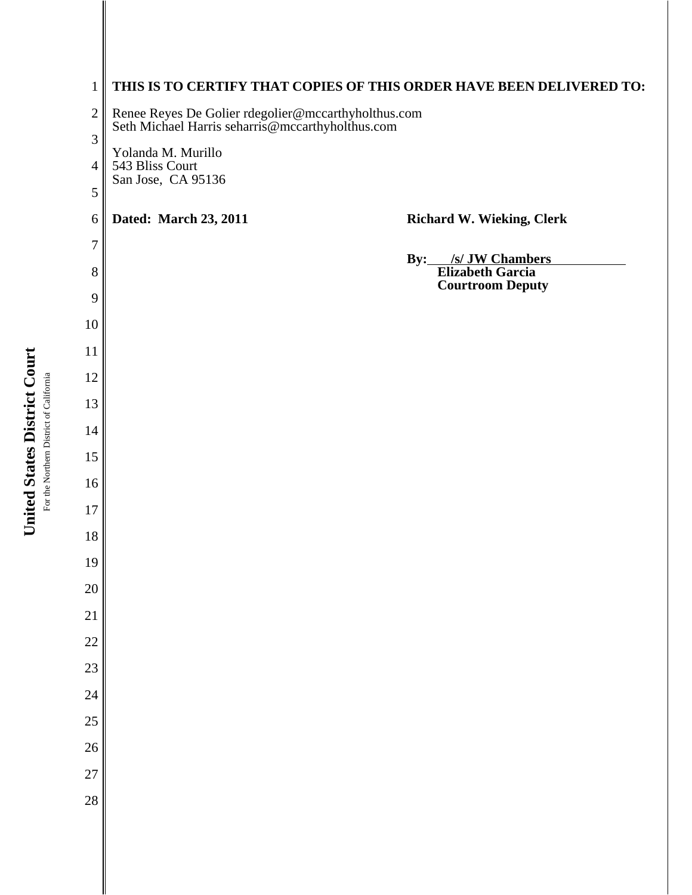**THIS IS TO CERTIFY THAT COPIES OF THIS ORDER HAVE BEEN DELIVERED TO:**

Renee Reyes De Golier rdegolier@mccarthyholthus.com
Seth Michael Harris seharris@mccarthyholthus.com

Yolanda M. Murillo
543 Bliss Court
San Jose, CA 95136

**Dated: March 23, 2011**

**Richard W. Wieking, Clerk**

**By: /s/ JW Chambers**
**Elizabeth Garcia**
**Courtroom Deputy**